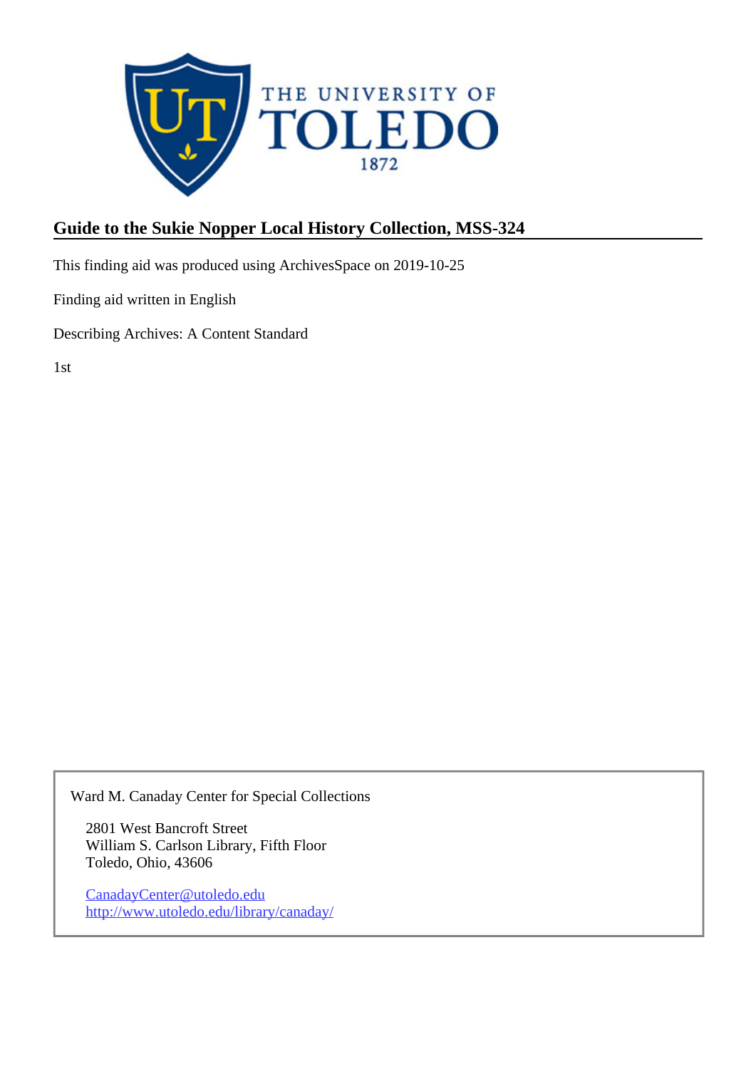# Guide to the Sukie Nopper Local History Collection, MSS-324

This finding aid was produced using ArchivesSpace on 2019-10-25

Finding aid written in English

Describing Archives: A Content Standard

1st

Ward M. Canaday Center for Special Collections

2801 West Bancroft Street
William S. Carlson Library, Fifth Floor
Toledo, Ohio, 43606

CanadayCenter@utoledo.edu
http://www.utoledo.edu/library/canaday/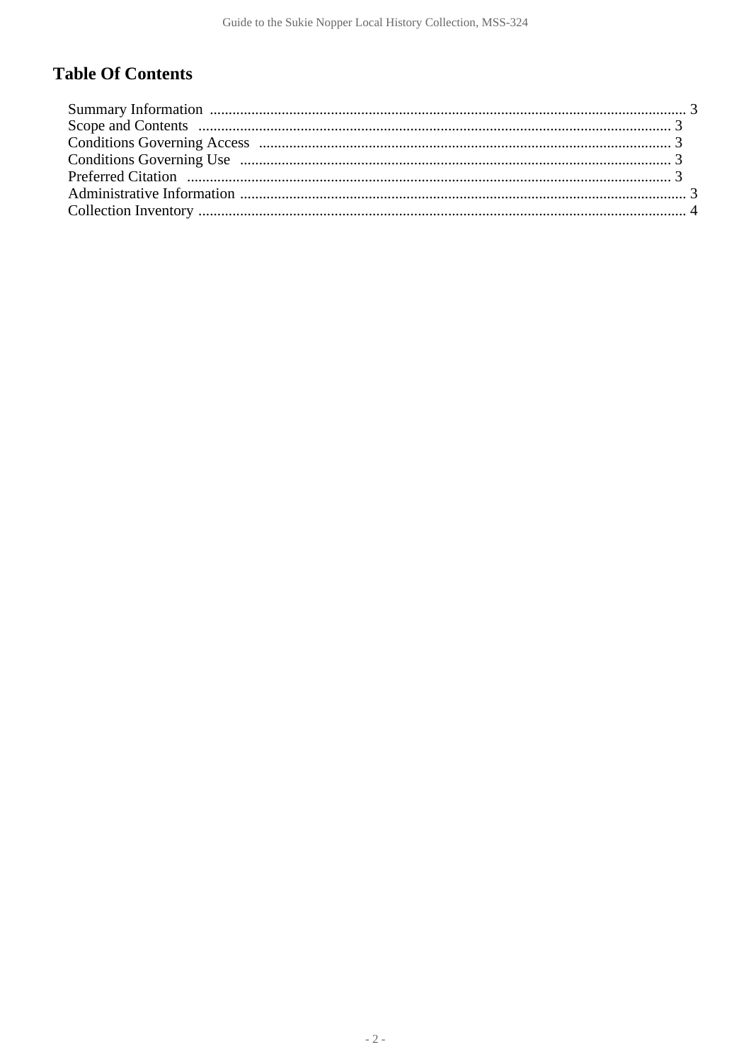# Table Of Contents

Summary Information ........................................................................................................................ 3
Scope and Contents ........................................................................................................................ 3
Conditions Governing Access ........................................................................................................ 3
Conditions Governing Use ............................................................................................................. 3
Preferred Citation ........................................................................................................................... 3
Administrative Information ............................................................................................................ 3
Collection Inventory ....................................................................................................................... 4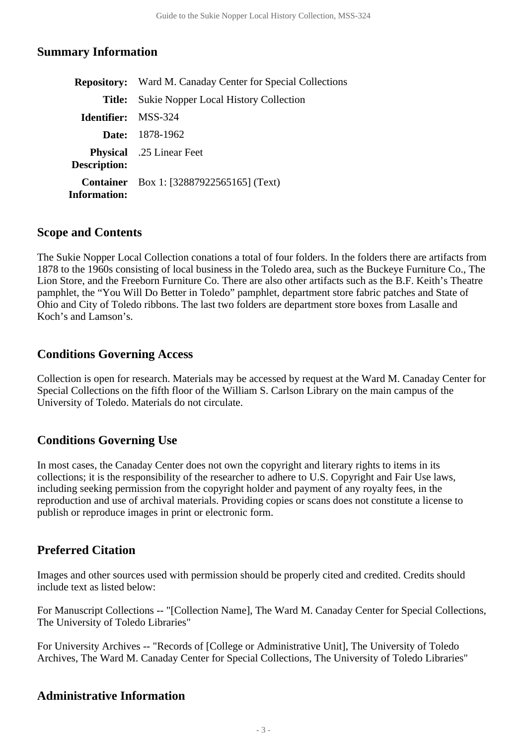## Summary Information

| | |
|---|---|
| **Repository:** | Ward M. Canaday Center for Special Collections |
| **Title:** | Sukie Nopper Local History Collection |
| **Identifier:** | MSS-324 |
| **Date:** | 1878-1962 |
| **Physical Description:** | .25 Linear Feet |
| **Container Information:** | Box 1: [32887922565165] (Text) |

## Scope and Contents

The Sukie Nopper Local Collection conations a total of four folders. In the folders there are artifacts from 1878 to the 1960s consisting of local business in the Toledo area, such as the Buckeye Furniture Co., The Lion Store, and the Freeborn Furniture Co. There are also other artifacts such as the B.F. Keith's Theatre pamphlet, the "You Will Do Better in Toledo" pamphlet, department store fabric patches and State of Ohio and City of Toledo ribbons. The last two folders are department store boxes from Lasalle and Koch's and Lamson's.

## Conditions Governing Access

Collection is open for research. Materials may be accessed by request at the Ward M. Canaday Center for Special Collections on the fifth floor of the William S. Carlson Library on the main campus of the University of Toledo. Materials do not circulate.

## Conditions Governing Use

In most cases, the Canaday Center does not own the copyright and literary rights to items in its collections; it is the responsibility of the researcher to adhere to U.S. Copyright and Fair Use laws, including seeking permission from the copyright holder and payment of any royalty fees, in the reproduction and use of archival materials. Providing copies or scans does not constitute a license to publish or reproduce images in print or electronic form.

## Preferred Citation

Images and other sources used with permission should be properly cited and credited. Credits should include text as listed below:

For Manuscript Collections -- "[Collection Name], The Ward M. Canaday Center for Special Collections, The University of Toledo Libraries"

For University Archives -- "Records of [College or Administrative Unit], The University of Toledo Archives, The Ward M. Canaday Center for Special Collections, The University of Toledo Libraries"

## Administrative Information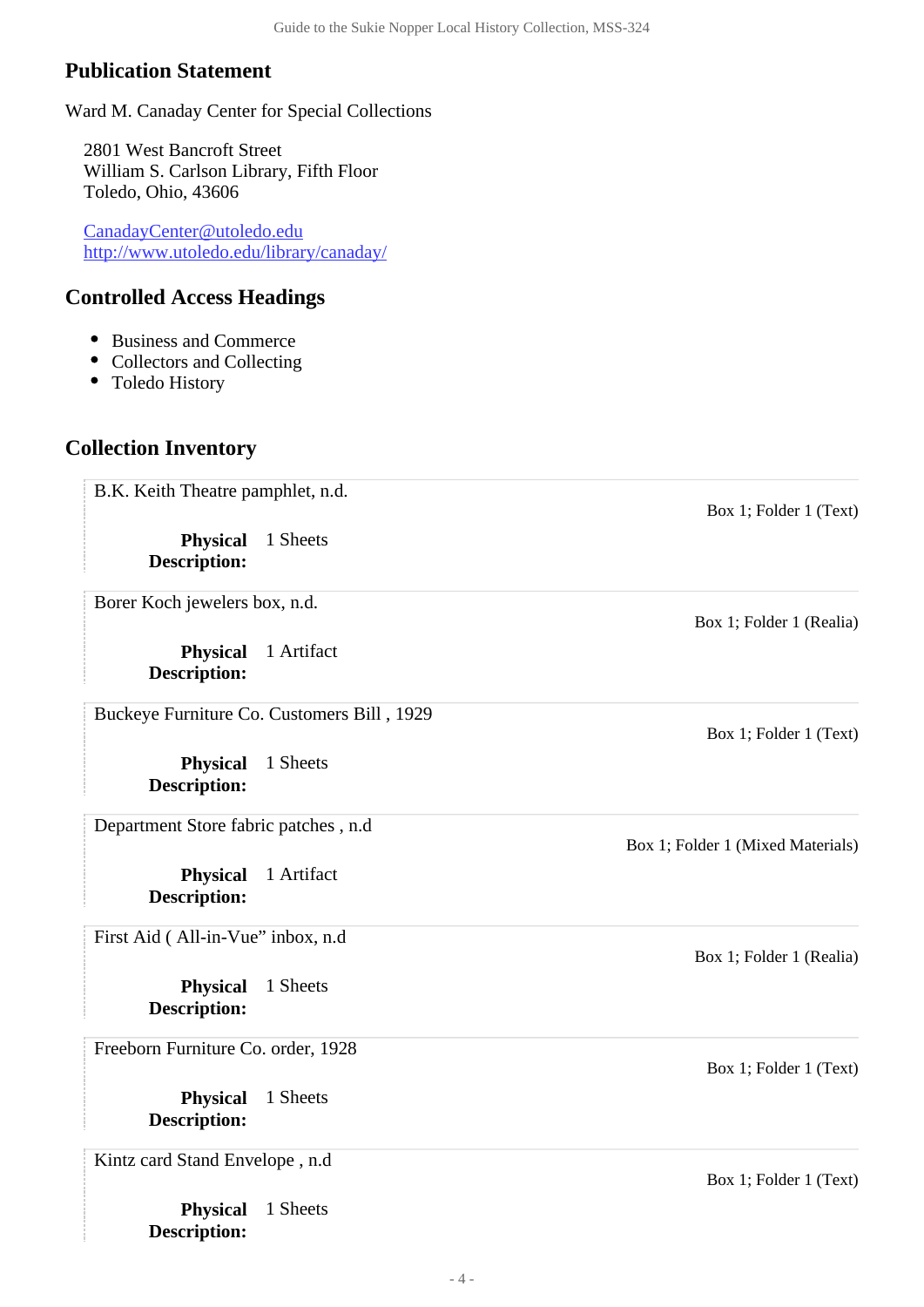## Publication Statement

Ward M. Canaday Center for Special Collections

2801 West Bancroft Street
William S. Carlson Library, Fifth Floor
Toledo, Ohio, 43606

CanadayCenter@utoledo.edu
http://www.utoledo.edu/library/canaday/

## Controlled Access Headings

- Business and Commerce
- Collectors and Collecting
- Toledo History

## Collection Inventory

B.K. Keith Theatre pamphlet, n.d.

Box 1; Folder 1 (Text)

**Physical Description:** 1 Sheets

Borer Koch jewelers box, n.d.

Box 1; Folder 1 (Realia)

**Physical Description:** 1 Artifact

Buckeye Furniture Co. Customers Bill , 1929

Box 1; Folder 1 (Text)

**Physical Description:** 1 Sheets

Department Store fabric patches , n.d

Box 1; Folder 1 (Mixed Materials)

**Physical Description:** 1 Artifact

First Aid ( All-in-Vue" inbox, n.d

Box 1; Folder 1 (Realia)

**Physical Description:** 1 Sheets

Freeborn Furniture Co. order, 1928

Box 1; Folder 1 (Text)

**Physical Description:** 1 Sheets

Kintz card Stand Envelope , n.d

Box 1; Folder 1 (Text)

**Physical Description:** 1 Sheets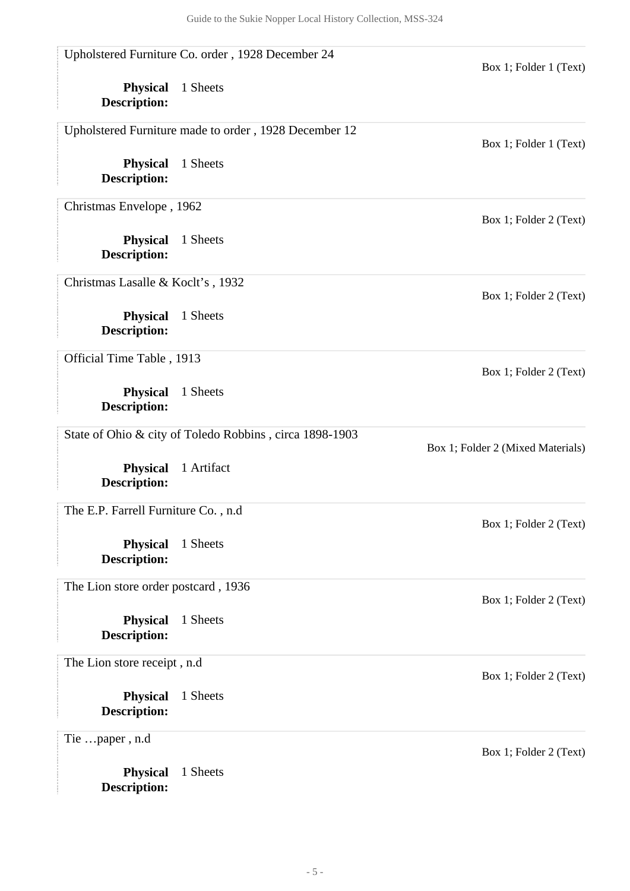Upholstered Furniture Co. order , 1928 December 24

Box 1; Folder 1 (Text)

**Physical Description:** 1 Sheets

Upholstered Furniture made to order , 1928 December 12

Box 1; Folder 1 (Text)

**Physical Description:** 1 Sheets

Christmas Envelope , 1962

Box 1; Folder 2 (Text)

**Physical Description:** 1 Sheets

Christmas Lasalle & Koclt's , 1932

Box 1; Folder 2 (Text)

**Physical Description:** 1 Sheets

Official Time Table , 1913

Box 1; Folder 2 (Text)

**Physical Description:** 1 Sheets

State of Ohio & city of Toledo Robbins , circa 1898-1903

Box 1; Folder 2 (Mixed Materials)

**Physical Description:** 1 Artifact

The E.P. Farrell Furniture Co. , n.d

Box 1; Folder 2 (Text)

**Physical Description:** 1 Sheets

The Lion store order postcard , 1936

Box 1; Folder 2 (Text)

**Physical Description:** 1 Sheets

The Lion store receipt , n.d

Box 1; Folder 2 (Text)

**Physical Description:** 1 Sheets

Tie …paper , n.d

Box 1; Folder 2 (Text)

**Physical Description:** 1 Sheets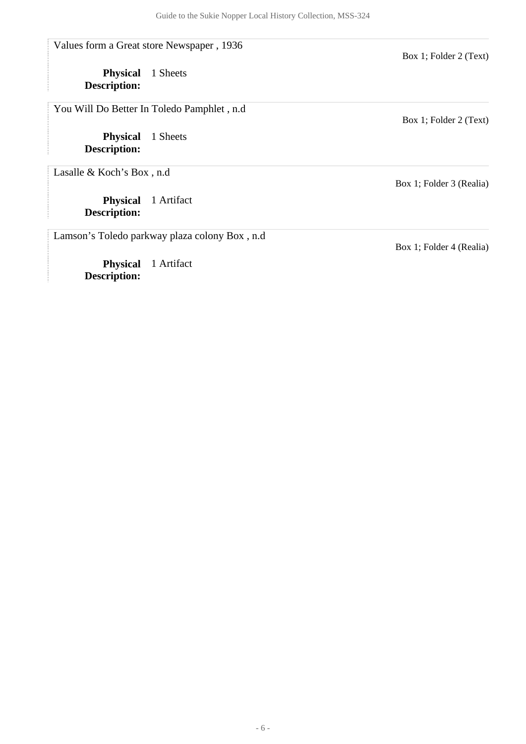Values form a Great store Newspaper , 1936

Box 1; Folder 2 (Text)

**Physical Description:** 1 Sheets

You Will Do Better In Toledo Pamphlet , n.d

Box 1; Folder 2 (Text)

**Physical Description:** 1 Sheets

Lasalle & Koch's Box , n.d

Box 1; Folder 3 (Realia)

**Physical Description:** 1 Artifact

Lamson's Toledo parkway plaza colony Box , n.d

Box 1; Folder 4 (Realia)

**Physical Description:** 1 Artifact